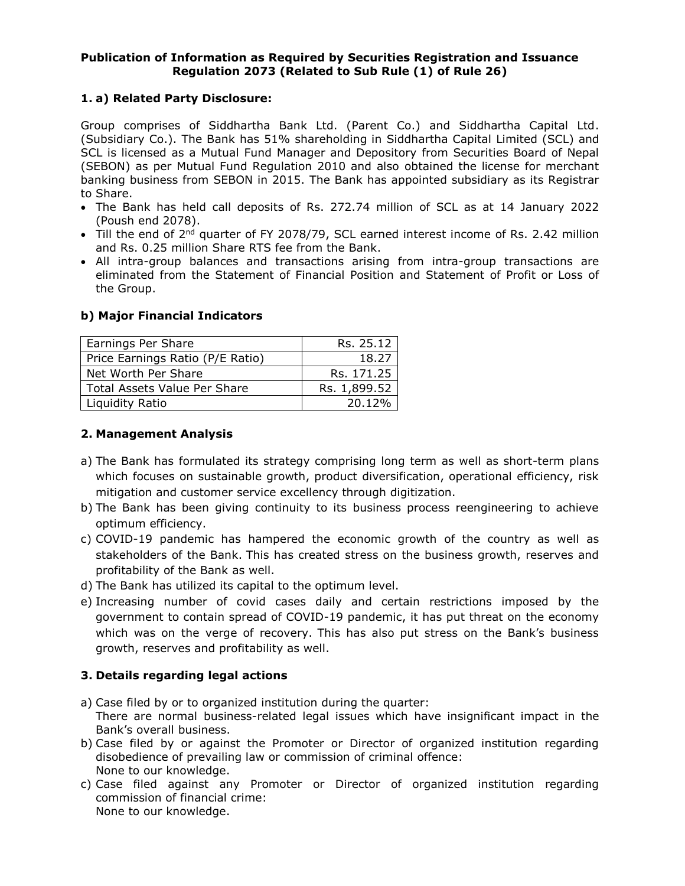**Publication of Information as Required by Securities Registration and Issuance Regulation 2073 (Related to Sub Rule (1) of Rule 26)**

## 1. a) Related Party Disclosure:

Group comprises of Siddhartha Bank Ltd. (Parent Co.) and Siddhartha Capital Ltd. (Subsidiary Co.). The Bank has 51% shareholding in Siddhartha Capital Limited (SCL) and SCL is licensed as a Mutual Fund Manager and Depository from Securities Board of Nepal (SEBON) as per Mutual Fund Regulation 2010 and also obtained the license for merchant banking business from SEBON in 2015. The Bank has appointed subsidiary as its Registrar to Share.

- The Bank has held call deposits of Rs. 272.74 million of SCL as at 14 January 2022 (Poush end 2078).
- Till the end of 2nd quarter of FY 2078/79, SCL earned interest income of Rs. 2.42 million and Rs. 0.25 million Share RTS fee from the Bank.
- All intra-group balances and transactions arising from intra-group transactions are eliminated from the Statement of Financial Position and Statement of Profit or Loss of the Group.

## b) Major Financial Indicators

| Indicator | Value |
|---|---|
| Earnings Per Share | Rs. 25.12 |
| Price Earnings Ratio (P/E Ratio) | 18.27 |
| Net Worth Per Share | Rs. 171.25 |
| Total Assets Value Per Share | Rs. 1,899.52 |
| Liquidity Ratio | 20.12% |

## 2. Management Analysis

a) The Bank has formulated its strategy comprising long term as well as short-term plans which focuses on sustainable growth, product diversification, operational efficiency, risk mitigation and customer service excellency through digitization.

b) The Bank has been giving continuity to its business process reengineering to achieve optimum efficiency.

c) COVID-19 pandemic has hampered the economic growth of the country as well as stakeholders of the Bank. This has created stress on the business growth, reserves and profitability of the Bank as well.

d) The Bank has utilized its capital to the optimum level.

e) Increasing number of covid cases daily and certain restrictions imposed by the government to contain spread of COVID-19 pandemic, it has put threat on the economy which was on the verge of recovery. This has also put stress on the Bank's business growth, reserves and profitability as well.

## 3. Details regarding legal actions

a) Case filed by or to organized institution during the quarter:
There are normal business-related legal issues which have insignificant impact in the Bank's overall business.

b) Case filed by or against the Promoter or Director of organized institution regarding disobedience of prevailing law or commission of criminal offence:
None to our knowledge.

c) Case filed against any Promoter or Director of organized institution regarding commission of financial crime:
None to our knowledge.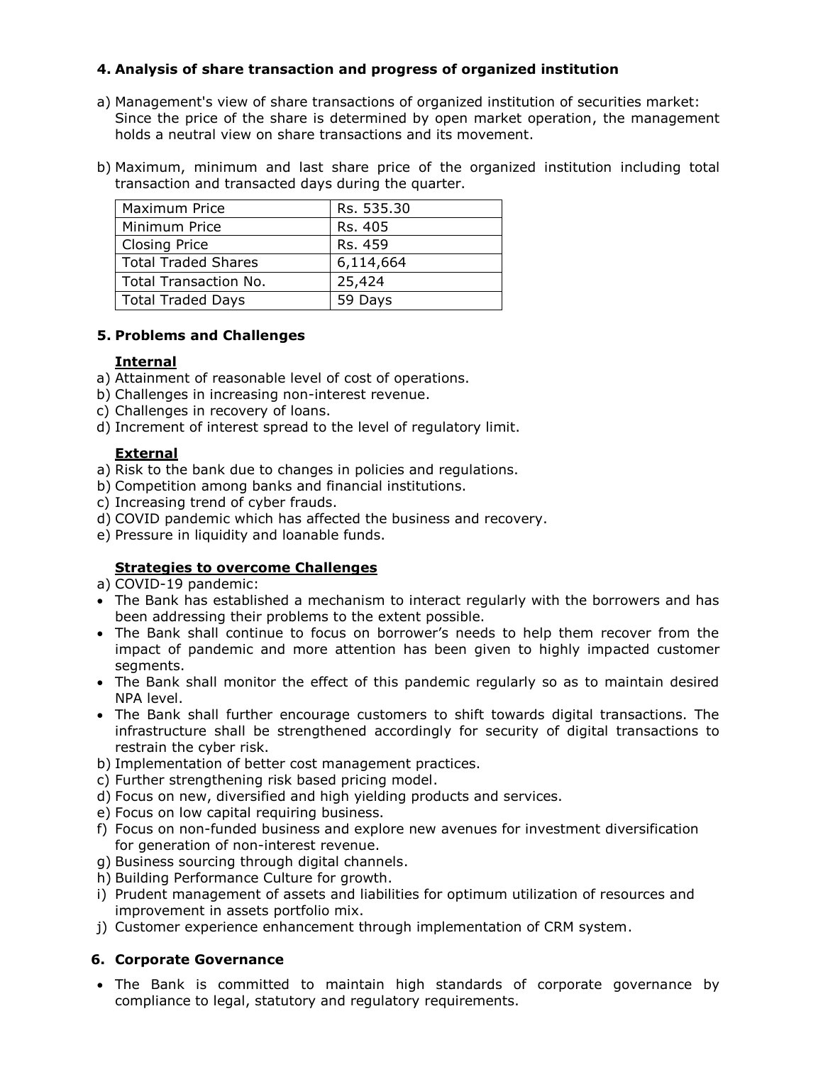## 4. Analysis of share transaction and progress of organized institution

a) Management's view of share transactions of organized institution of securities market: Since the price of the share is determined by open market operation, the management holds a neutral view on share transactions and its movement.

b) Maximum, minimum and last share price of the organized institution including total transaction and transacted days during the quarter.

| Maximum Price | Rs. 535.30 |
|---|---|
| Minimum Price | Rs. 405 |
| Closing Price | Rs. 459 |
| Total Traded Shares | 6,114,664 |
| Total Transaction No. | 25,424 |
| Total Traded Days | 59 Days |

## 5. Problems and Challenges

**Internal**

a) Attainment of reasonable level of cost of operations.
b) Challenges in increasing non-interest revenue.
c) Challenges in recovery of loans.
d) Increment of interest spread to the level of regulatory limit.

**External**

a) Risk to the bank due to changes in policies and regulations.
b) Competition among banks and financial institutions.
c) Increasing trend of cyber frauds.
d) COVID pandemic which has affected the business and recovery.
e) Pressure in liquidity and loanable funds.

**Strategies to overcome Challenges**

a) COVID-19 pandemic:

- The Bank has established a mechanism to interact regularly with the borrowers and has been addressing their problems to the extent possible.
- The Bank shall continue to focus on borrower's needs to help them recover from the impact of pandemic and more attention has been given to highly impacted customer segments.
- The Bank shall monitor the effect of this pandemic regularly so as to maintain desired NPA level.
- The Bank shall further encourage customers to shift towards digital transactions. The infrastructure shall be strengthened accordingly for security of digital transactions to restrain the cyber risk.

b) Implementation of better cost management practices.
c) Further strengthening risk based pricing model.
d) Focus on new, diversified and high yielding products and services.
e) Focus on low capital requiring business.
f) Focus on non-funded business and explore new avenues for investment diversification for generation of non-interest revenue.
g) Business sourcing through digital channels.
h) Building Performance Culture for growth.
i) Prudent management of assets and liabilities for optimum utilization of resources and improvement in assets portfolio mix.
j) Customer experience enhancement through implementation of CRM system.

## 6. Corporate Governance

- The Bank is committed to maintain high standards of corporate governance by compliance to legal, statutory and regulatory requirements.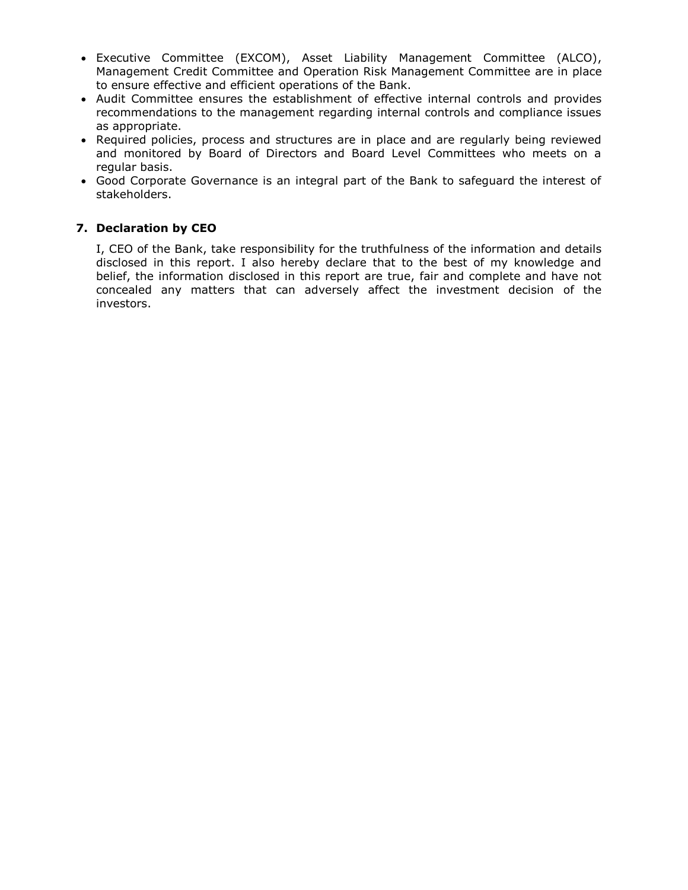- Executive Committee (EXCOM), Asset Liability Management Committee (ALCO), Management Credit Committee and Operation Risk Management Committee are in place to ensure effective and efficient operations of the Bank.
- Audit Committee ensures the establishment of effective internal controls and provides recommendations to the management regarding internal controls and compliance issues as appropriate.
- Required policies, process and structures are in place and are regularly being reviewed and monitored by Board of Directors and Board Level Committees who meets on a regular basis.
- Good Corporate Governance is an integral part of the Bank to safeguard the interest of stakeholders.

## 7. Declaration by CEO

I, CEO of the Bank, take responsibility for the truthfulness of the information and details disclosed in this report. I also hereby declare that to the best of my knowledge and belief, the information disclosed in this report are true, fair and complete and have not concealed any matters that can adversely affect the investment decision of the investors.